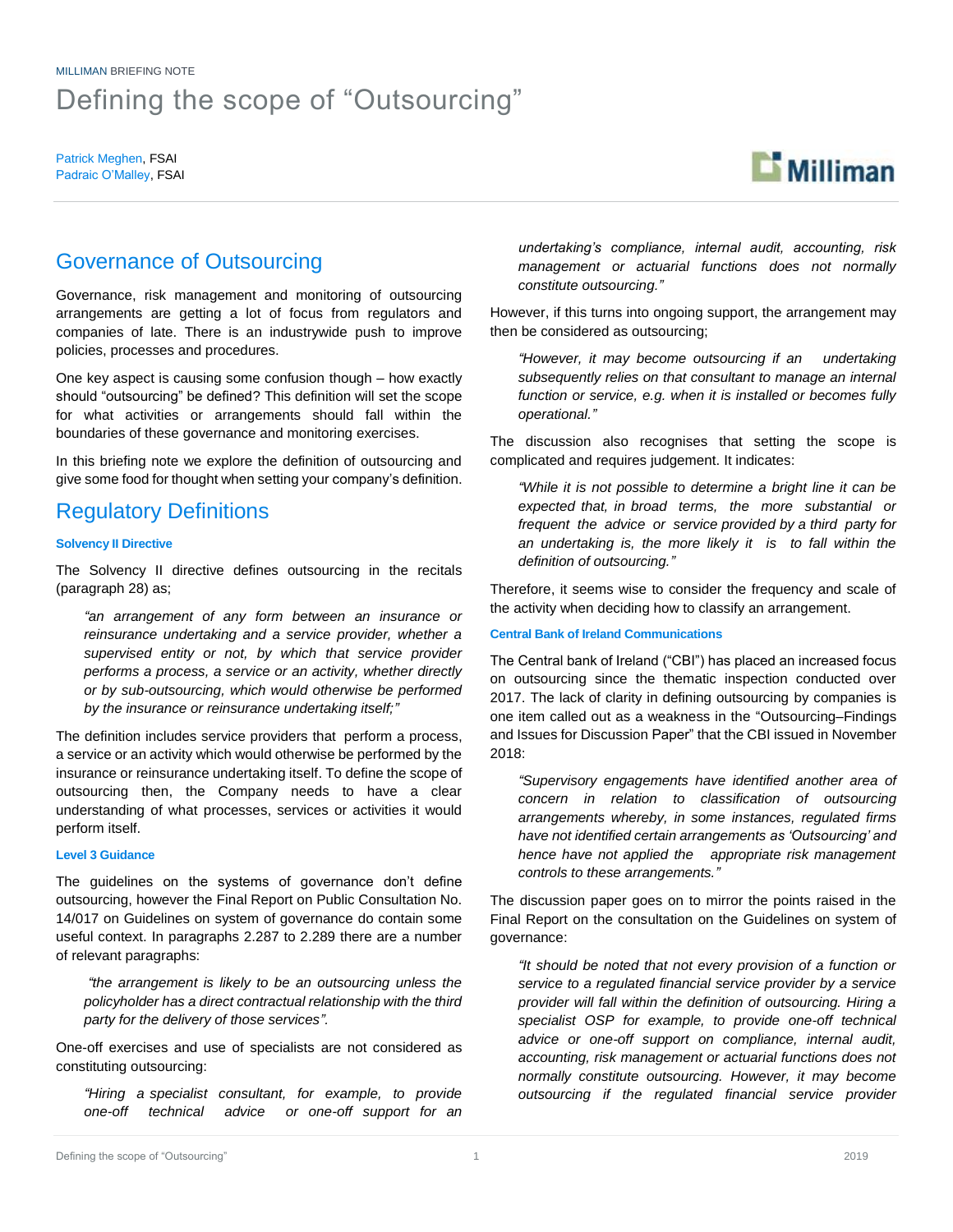MILLIMAN BRIEFING NOTE

# Defining the scope of "Outsourcing"

Patrick Meghen, FSAI
Padraic O'Malley, FSAI

## Governance of Outsourcing

Governance, risk management and monitoring of outsourcing arrangements are getting a lot of focus from regulators and companies of late. There is an industrywide push to improve policies, processes and procedures.

One key aspect is causing some confusion though – how exactly should "outsourcing" be defined? This definition will set the scope for what activities or arrangements should fall within the boundaries of these governance and monitoring exercises.

In this briefing note we explore the definition of outsourcing and give some food for thought when setting your company's definition.

## Regulatory Definitions

### Solvency II Directive

The Solvency II directive defines outsourcing in the recitals (paragraph 28) as;

> *"an arrangement of any form between an insurance or reinsurance undertaking and a service provider, whether a supervised entity or not, by which that service provider performs a process, a service or an activity, whether directly or by sub-outsourcing, which would otherwise be performed by the insurance or reinsurance undertaking itself;"*

The definition includes service providers that perform a process, a service or an activity which would otherwise be performed by the insurance or reinsurance undertaking itself. To define the scope of outsourcing then, the Company needs to have a clear understanding of what processes, services or activities it would perform itself.

### Level 3 Guidance

The guidelines on the systems of governance don't define outsourcing, however the Final Report on Public Consultation No. 14/017 on Guidelines on system of governance do contain some useful context. In paragraphs 2.287 to 2.289 there are a number of relevant paragraphs:

> *"the arrangement is likely to be an outsourcing unless the policyholder has a direct contractual relationship with the third party for the delivery of those services".*

One-off exercises and use of specialists are not considered as constituting outsourcing:

> *"Hiring a specialist consultant, for example, to provide one-off technical advice or one-off support for an undertaking's compliance, internal audit, accounting, risk management or actuarial functions does not normally constitute outsourcing."*

However, if this turns into ongoing support, the arrangement may then be considered as outsourcing;

> *"However, it may become outsourcing if an undertaking subsequently relies on that consultant to manage an internal function or service, e.g. when it is installed or becomes fully operational."*

The discussion also recognises that setting the scope is complicated and requires judgement. It indicates:

> *"While it is not possible to determine a bright line it can be expected that, in broad terms, the more substantial or frequent the advice or service provided by a third party for an undertaking is, the more likely it is to fall within the definition of outsourcing."*

Therefore, it seems wise to consider the frequency and scale of the activity when deciding how to classify an arrangement.

### Central Bank of Ireland Communications

The Central bank of Ireland ("CBI") has placed an increased focus on outsourcing since the thematic inspection conducted over 2017. The lack of clarity in defining outsourcing by companies is one item called out as a weakness in the "Outsourcing–Findings and Issues for Discussion Paper" that the CBI issued in November 2018:

> *"Supervisory engagements have identified another area of concern in relation to classification of outsourcing arrangements whereby, in some instances, regulated firms have not identified certain arrangements as 'Outsourcing' and hence have not applied the appropriate risk management controls to these arrangements."*

The discussion paper goes on to mirror the points raised in the Final Report on the consultation on the Guidelines on system of governance:

> *"It should be noted that not every provision of a function or service to a regulated financial service provider by a service provider will fall within the definition of outsourcing. Hiring a specialist OSP for example, to provide one-off technical advice or one-off support on compliance, internal audit, accounting, risk management or actuarial functions does not normally constitute outsourcing. However, it may become outsourcing if the regulated financial service provider*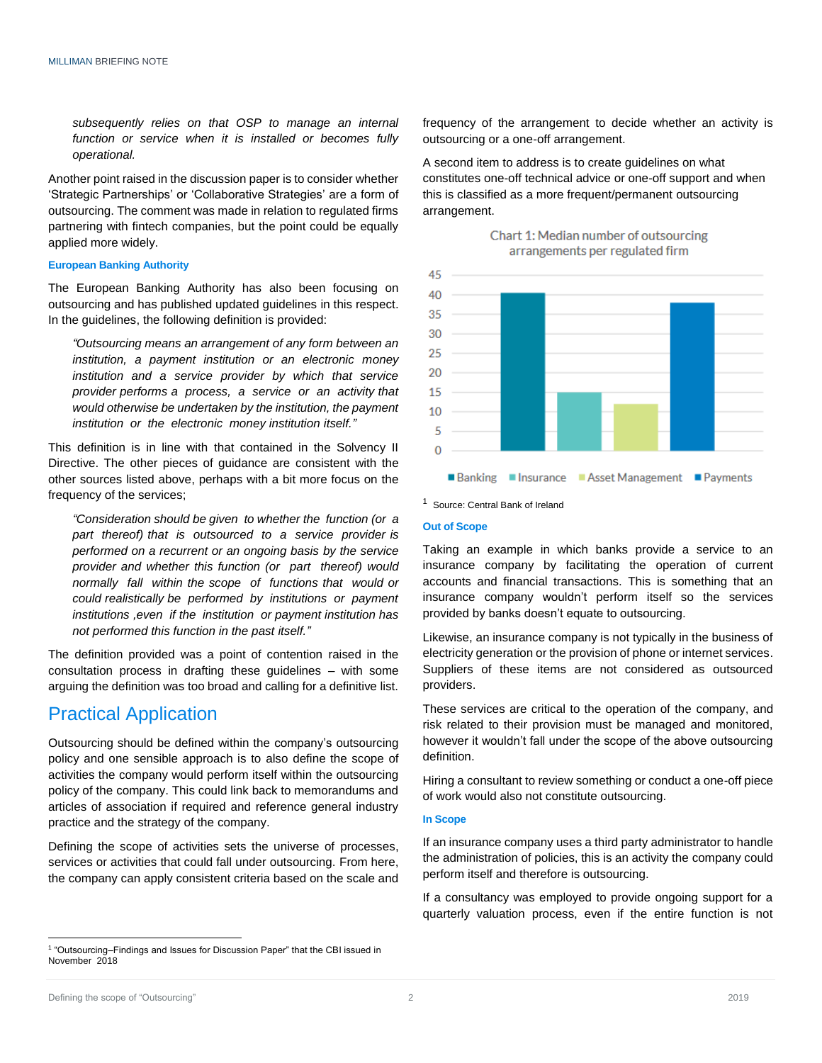*subsequently relies on that OSP to manage an internal function or service when it is installed or becomes fully operational.*

Another point raised in the discussion paper is to consider whether 'Strategic Partnerships' or 'Collaborative Strategies' are a form of outsourcing. The comment was made in relation to regulated firms partnering with fintech companies, but the point could be equally applied more widely.

### European Banking Authority

The European Banking Authority has also been focusing on outsourcing and has published updated guidelines in this respect. In the guidelines, the following definition is provided:

*"Outsourcing means an arrangement of any form between an institution, a payment institution or an electronic money institution and a service provider by which that service provider performs a process, a service or an activity that would otherwise be undertaken by the institution, the payment institution or the electronic money institution itself."*

This definition is in line with that contained in the Solvency II Directive. The other pieces of guidance are consistent with the other sources listed above, perhaps with a bit more focus on the frequency of the services;

*"Consideration should be given to whether the function (or a part thereof) that is outsourced to a service provider is performed on a recurrent or an ongoing basis by the service provider and whether this function (or part thereof) would normally fall within the scope of functions that would or could realistically be performed by institutions or payment institutions ,even if the institution or payment institution has not performed this function in the past itself."*

The definition provided was a point of contention raised in the consultation process in drafting these guidelines – with some arguing the definition was too broad and calling for a definitive list.

## Practical Application

Outsourcing should be defined within the company's outsourcing policy and one sensible approach is to also define the scope of activities the company would perform itself within the outsourcing policy of the company. This could link back to memorandums and articles of association if required and reference general industry practice and the strategy of the company.

Defining the scope of activities sets the universe of processes, services or activities that could fall under outsourcing. From here, the company can apply consistent criteria based on the scale and frequency of the arrangement to decide whether an activity is outsourcing or a one-off arrangement.

A second item to address is to create guidelines on what constitutes one-off technical advice or one-off support and when this is classified as a more frequent/permanent outsourcing arrangement.

**Chart 1: Median number of outsourcing arrangements per regulated firm**

| Sector | Median number (approx.) |
|---|---|
| Banking | 40 |
| Insurance | 15 |
| Asset Management | 12 |
| Payments | 38 |

[1] Source: Central Bank of Ireland

### Out of Scope

Taking an example in which banks provide a service to an insurance company by facilitating the operation of current accounts and financial transactions. This is something that an insurance company wouldn't perform itself so the services provided by banks doesn't equate to outsourcing.

Likewise, an insurance company is not typically in the business of electricity generation or the provision of phone or internet services. Suppliers of these items are not considered as outsourced providers.

These services are critical to the operation of the company, and risk related to their provision must be managed and monitored, however it wouldn't fall under the scope of the above outsourcing definition.

Hiring a consultant to review something or conduct a one-off piece of work would also not constitute outsourcing.

### In Scope

If an insurance company uses a third party administrator to handle the administration of policies, this is an activity the company could perform itself and therefore is outsourcing.

If a consultancy was employed to provide ongoing support for a quarterly valuation process, even if the entire function is not

[1] "Outsourcing–Findings and Issues for Discussion Paper" that the CBI issued in November 2018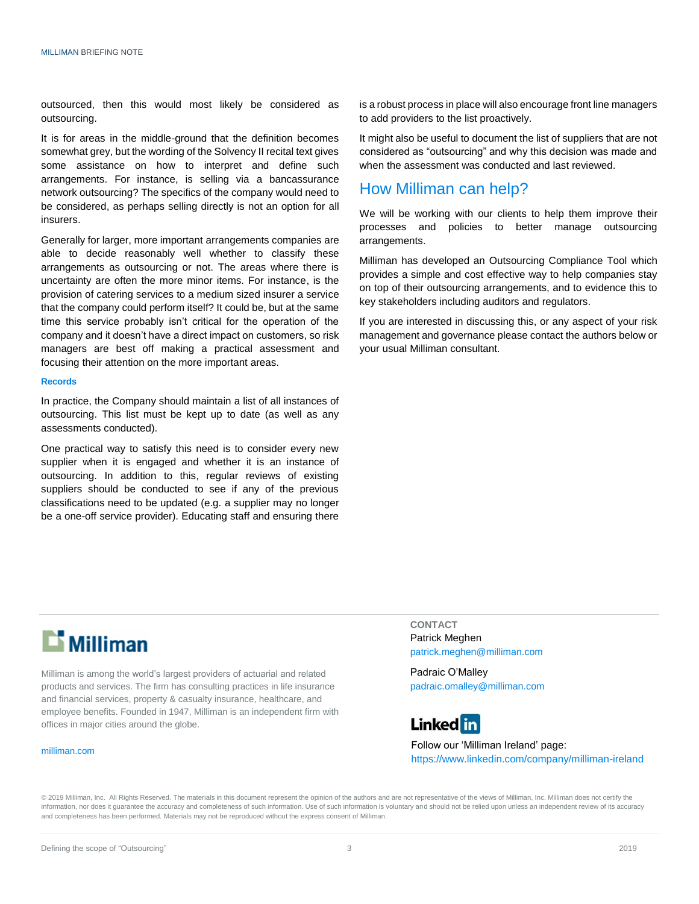outsourced, then this would most likely be considered as outsourcing.

It is for areas in the middle-ground that the definition becomes somewhat grey, but the wording of the Solvency II recital text gives some assistance on how to interpret and define such arrangements. For instance, is selling via a bancassurance network outsourcing? The specifics of the company would need to be considered, as perhaps selling directly is not an option for all insurers.

Generally for larger, more important arrangements companies are able to decide reasonably well whether to classify these arrangements as outsourcing or not. The areas where there is uncertainty are often the more minor items. For instance, is the provision of catering services to a medium sized insurer a service that the company could perform itself? It could be, but at the same time this service probably isn't critical for the operation of the company and it doesn't have a direct impact on customers, so risk managers are best off making a practical assessment and focusing their attention on the more important areas.

### Records

In practice, the Company should maintain a list of all instances of outsourcing. This list must be kept up to date (as well as any assessments conducted).

One practical way to satisfy this need is to consider every new supplier when it is engaged and whether it is an instance of outsourcing. In addition to this, regular reviews of existing suppliers should be conducted to see if any of the previous classifications need to be updated (e.g. a supplier may no longer be a one-off service provider). Educating staff and ensuring there is a robust process in place will also encourage front line managers to add providers to the list proactively.

It might also be useful to document the list of suppliers that are not considered as "outsourcing" and why this decision was made and when the assessment was conducted and last reviewed.

## How Milliman can help?

We will be working with our clients to help them improve their processes and policies to better manage outsourcing arrangements.

Milliman has developed an Outsourcing Compliance Tool which provides a simple and cost effective way to help companies stay on top of their outsourcing arrangements, and to evidence this to key stakeholders including auditors and regulators.

If you are interested in discussing this, or any aspect of your risk management and governance please contact the authors below or your usual Milliman consultant.

Milliman

Milliman is among the world's largest providers of actuarial and related products and services. The firm has consulting practices in life insurance and financial services, property & casualty insurance, healthcare, and employee benefits. Founded in 1947, Milliman is an independent firm with offices in major cities around the globe.

milliman.com

**CONTACT**

Patrick Meghen
patrick.meghen@milliman.com

Padraic O'Malley
padraic.omalley@milliman.com

LinkedIn

Follow our 'Milliman Ireland' page:
https://www.linkedin.com/company/milliman-ireland

© 2019 Milliman, Inc. All Rights Reserved. The materials in this document represent the opinion of the authors and are not representative of the views of Milliman, Inc. Milliman does not certify the information, nor does it guarantee the accuracy and completeness of such information. Use of such information is voluntary and should not be relied upon unless an independent review of its accuracy and completeness has been performed. Materials may not be reproduced without the express consent of Milliman.